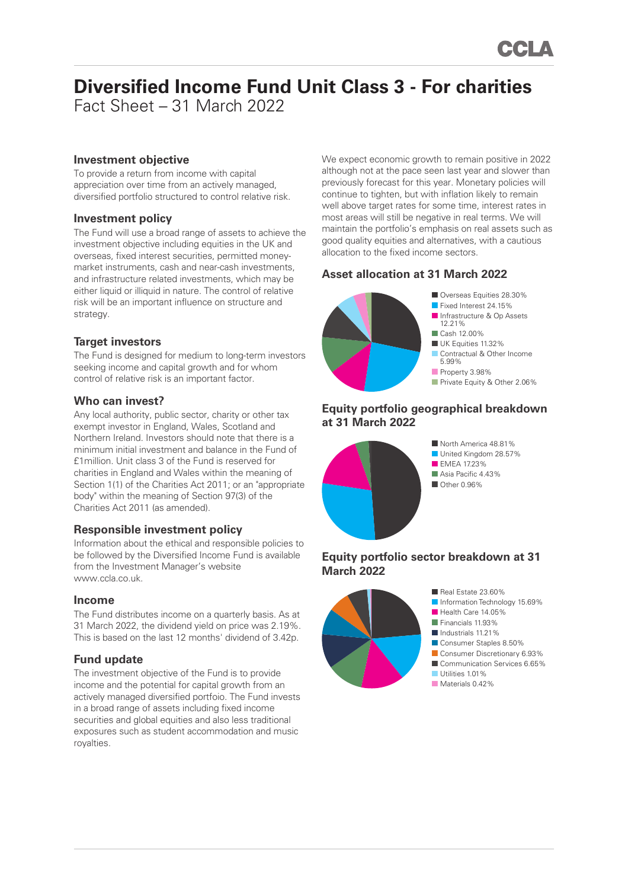# Diversified Income Fund Unit Class 3 - For charities

Fact Sheet – 31 March 2022

## Investment objective

To provide a return from income with capital appreciation over time from an actively managed, diversified portfolio structured to control relative risk.

## Investment policy

The Fund will use a broad range of assets to achieve the investment objective including equities in the UK and overseas, fixed interest securities, permitted money-market instruments, cash and near-cash investments, and infrastructure related investments, which may be either liquid or illiquid in nature. The control of relative risk will be an important influence on structure and strategy.

## Target investors

The Fund is designed for medium to long-term investors seeking income and capital growth and for whom control of relative risk is an important factor.

## Who can invest?

Any local authority, public sector, charity or other tax exempt investor in England, Wales, Scotland and Northern Ireland. Investors should note that there is a minimum initial investment and balance in the Fund of £1million. Unit class 3 of the Fund is reserved for charities in England and Wales within the meaning of Section 1(1) of the Charities Act 2011; or an "appropriate body" within the meaning of Section 97(3) of the Charities Act 2011 (as amended).

## Responsible investment policy

Information about the ethical and responsible policies to be followed by the Diversified Income Fund is available from the Investment Manager's website www.ccla.co.uk.

## Income

The Fund distributes income on a quarterly basis. As at 31 March 2022, the dividend yield on price was 2.19%. This is based on the last 12 months' dividend of 3.42p.

## Fund update

The investment objective of the Fund is to provide income and the potential for capital growth from an actively managed diversified portfoio. The Fund invests in a broad range of assets including fixed income securities and global equities and also less traditional exposures such as student accommodation and music royalties.

We expect economic growth to remain positive in 2022 although not at the pace seen last year and slower than previously forecast for this year. Monetary policies will continue to tighten, but with inflation likely to remain well above target rates for some time, interest rates in most areas will still be negative in real terms. We will maintain the portfolio's emphasis on real assets such as good quality equities and alternatives, with a cautious allocation to the fixed income sectors.

## Asset allocation at 31 March 2022

- Overseas Equities 28.30%
- Fixed Interest 24.15%
- Infrastructure & Op Assets 12.21%
- Cash 12.00%
- UK Equities 11.32%
- Contractual & Other Income 5.99%
- Property 3.98%
- Private Equity & Other 2.06%

## Equity portfolio geographical breakdown at 31 March 2022

- North America 48.81%
- United Kingdom 28.57%
- EMEA 17.23%
- Asia Pacific 4.43%
- Other 0.96%

## Equity portfolio sector breakdown at 31 March 2022

- Real Estate 23.60%
- Information Technology 15.69%
- Health Care 14.05%
- Financials 11.93%
- Industrials 11.21%
- Consumer Staples 8.50%
- Consumer Discretionary 6.93%
- Communication Services 6.65%
- Utilities 1.01%
- Materials 0.42%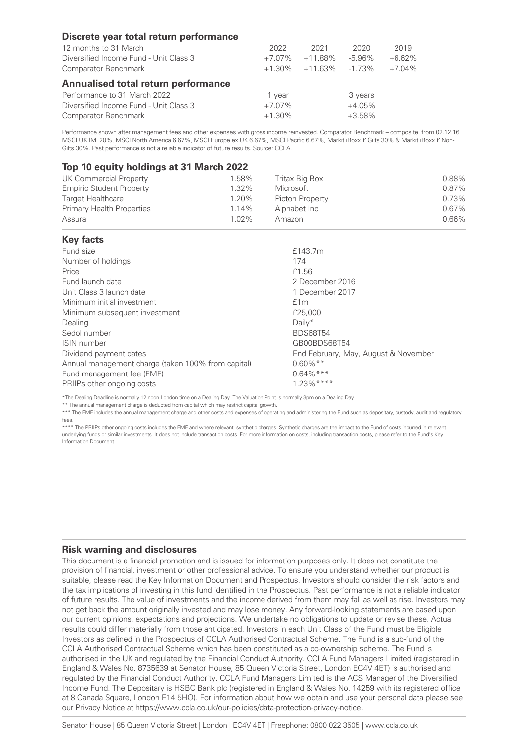## Discrete year total return performance

| 12 months to 31 March | 2022 | 2021 | 2020 | 2019 |
|---|---|---|---|---|
| Diversified Income Fund - Unit Class 3 | +7.07% | +11.88% | -5.96% | +6.62% |
| Comparator Benchmark | +1.30% | +11.63% | -1.73% | +7.04% |

## Annualised total return performance

| Performance to 31 March 2022 | 1 year | 3 years |
|---|---|---|
| Diversified Income Fund - Unit Class 3 | +7.07% | +4.05% |
| Comparator Benchmark | +1.30% | +3.58% |

Performance shown after management fees and other expenses with gross income reinvested. Comparator Benchmark – composite: from 02.12.16 MSCI UK IMI 20%, MSCI North America 6.67%, MSCI Europe ex UK 6.67%, MSCI Pacific 6.67%, Markit iBoxx £ Gilts 30% & Markit iBoxx £ Non-Gilts 30%. Past performance is not a reliable indicator of future results. Source: CCLA.

## Top 10 equity holdings at 31 March 2022

| | | | |
|---|---|---|---|
| UK Commercial Property | 1.58% | Tritax Big Box | 0.88% |
| Empiric Student Property | 1.32% | Microsoft | 0.87% |
| Target Healthcare | 1.20% | Picton Property | 0.73% |
| Primary Health Properties | 1.14% | Alphabet Inc | 0.67% |
| Assura | 1.02% | Amazon | 0.66% |

## Key facts

| | |
|---|---|
| Fund size | £143.7m |
| Number of holdings | 174 |
| Price | £1.56 |
| Fund launch date | 2 December 2016 |
| Unit Class 3 launch date | 1 December 2017 |
| Minimum initial investment | £1m |
| Minimum subsequent investment | £25,000 |
| Dealing | Daily* |
| Sedol number | BDS68T54 |
| ISIN number | GB00BDS68T54 |
| Dividend payment dates | End February, May, August & November |
| Annual management charge (taken 100% from capital) | 0.60%** |
| Fund management fee (FMF) | 0.64%*** |
| PRIIPs other ongoing costs | 1.23%**** |

*The Dealing Deadline is normally 12 noon London time on a Dealing Day. The Valuation Point is normally 3pm on a Dealing Day.

** The annual management charge is deducted from capital which may restrict capital growth.

*** The FMF includes the annual management charge and other costs and expenses of operating and administering the Fund such as depositary, custody, audit and regulatory fees.

**** The PRIIPs other ongoing costs includes the FMF and where relevant, synthetic charges. Synthetic charges are the impact to the Fund of costs incurred in relevant underlying funds or similar investments. It does not include transaction costs. For more information on costs, including transaction costs, please refer to the Fund's Key Information Document.

## Risk warning and disclosures

This document is a financial promotion and is issued for information purposes only. It does not constitute the provision of financial, investment or other professional advice. To ensure you understand whether our product is suitable, please read the Key Information Document and Prospectus. Investors should consider the risk factors and the tax implications of investing in this fund identified in the Prospectus. Past performance is not a reliable indicator of future results. The value of investments and the income derived from them may fall as well as rise. Investors may not get back the amount originally invested and may lose money. Any forward-looking statements are based upon our current opinions, expectations and projections. We undertake no obligations to update or revise these. Actual results could differ materially from those anticipated. Investors in each Unit Class of the Fund must be Eligible Investors as defined in the Prospectus of CCLA Authorised Contractual Scheme. The Fund is a sub-fund of the CCLA Authorised Contractual Scheme which has been constituted as a co-ownership scheme. The Fund is authorised in the UK and regulated by the Financial Conduct Authority. CCLA Fund Managers Limited (registered in England & Wales No. 8735639 at Senator House, 85 Queen Victoria Street, London EC4V 4ET) is authorised and regulated by the Financial Conduct Authority. CCLA Fund Managers Limited is the ACS Manager of the Diversified Income Fund. The Depositary is HSBC Bank plc (registered in England & Wales No. 14259 with its registered office at 8 Canada Square, London E14 5HQ). For information about how we obtain and use your personal data please see our Privacy Notice at https://www.ccla.co.uk/our-policies/data-protection-privacy-notice.

Senator House | 85 Queen Victoria Street | London | EC4V 4ET | Freephone: 0800 022 3505 | www.ccla.co.uk